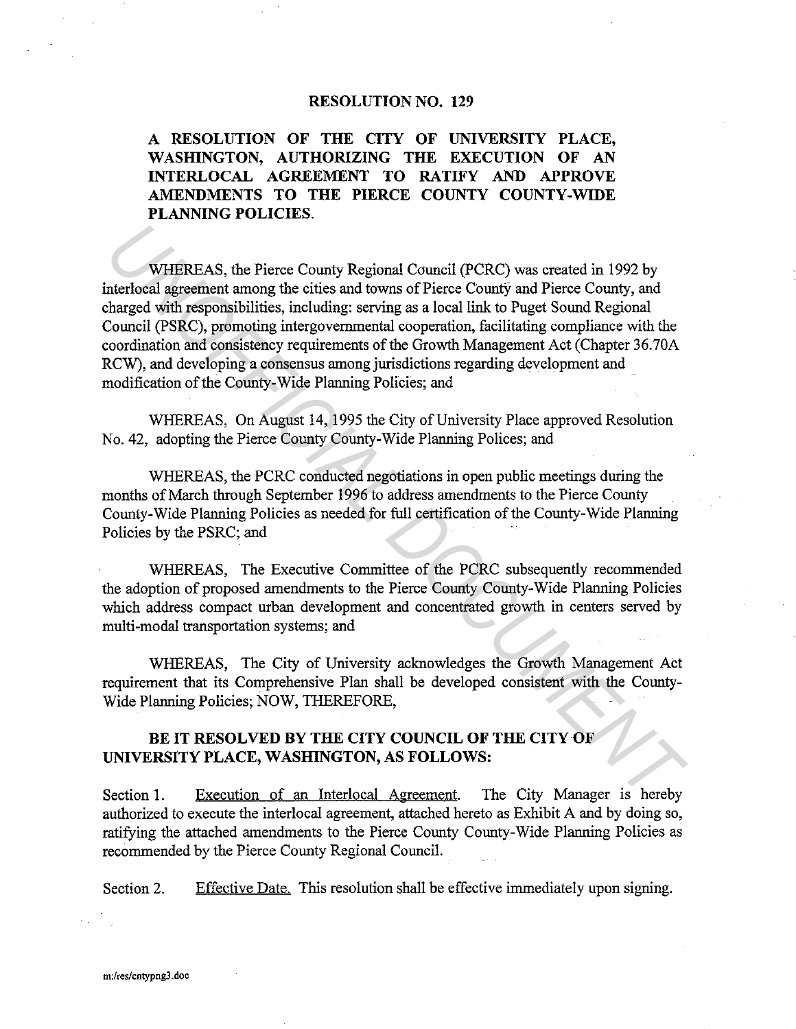# RESOLUTION NO. 129

## A RESOLUTION OF THE CITY OF UNIVERSITY PLACE, WASHINGTON, AUTHORIZING THE EXECUTION OF AN INTERLOCAL AGREEMENT TO RATIFY AND APPROVE AMENDMENTS TO THE PIERCE COUNTY COUNTY-WIDE PLANNING POLICIES.

WHEREAS, the Pierce County Regional Council (PCRC) was created in 1992 by interlocal agreement among the cities and towns of Pierce County and Pierce County, and charged with responsibilities, including: serving as a local link to Puget Sound Regional Council (PSRC), promoting intergovernmental cooperation, facilitating compliance with the coordination and consistency requirements of the Growth Management Act (Chapter 36.70A RCW), and developing a consensus among jurisdictions regarding development and modification of the County-Wide Planning Policies; and

WHEREAS, On August 14, 1995 the City of University Place approved Resolution No. 42, adopting the Pierce County County-Wide Planning Polices; and

WHEREAS, the PCRC conducted negotiations in open public meetings during the months of March through September 1996 to address amendments to the Pierce County County-Wide Planning Policies as needed for full certification of the County-Wide Planning Policies by the PSRC; and

WHEREAS, The Executive Committee of the PCRC subsequently recommended the adoption of proposed amendments to the Pierce County County-Wide Planning Policies which address compact urban development and concentrated growth in centers served by multi-modal transportation systems; and

WHEREAS, The City of University acknowledges the Growth Management Act requirement that its Comprehensive Plan shall be developed consistent with the County-Wide Planning Policies; NOW, THEREFORE,

**BE IT RESOLVED BY THE CITY COUNCIL OF THE CITY OF UNIVERSITY PLACE, WASHINGTON, AS FOLLOWS:**

Section 1. Execution of an Interlocal Agreement. The City Manager is hereby authorized to execute the interlocal agreement, attached hereto as Exhibit A and by doing so, ratifying the attached amendments to the Pierce County County-Wide Planning Policies as recommended by the Pierce County Regional Council.

Section 2. Effective Date. This resolution shall be effective immediately upon signing.

m:/res/cntypng3.doc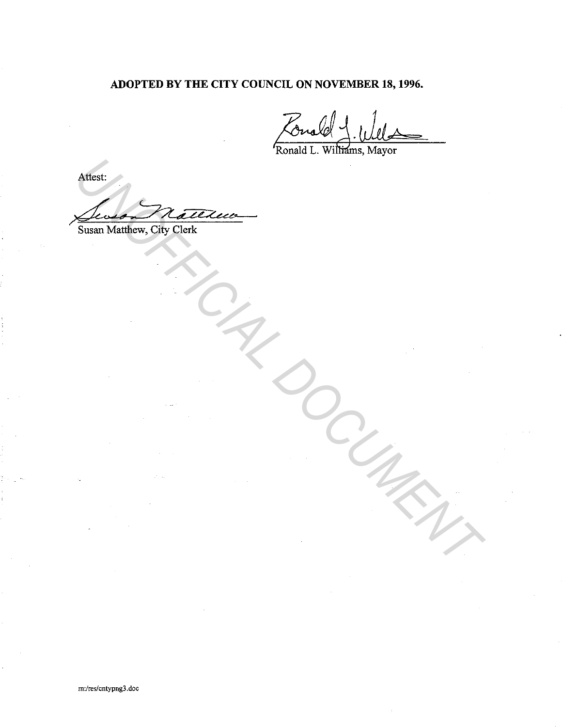**ADOPTED BY THE CITY COUNCIL ON NOVEMBER 18, 1996.**

Ronald L. Williams, Mayor

Attest:

Susan Matthew, City Clerk

m:/res/cntypng3.doc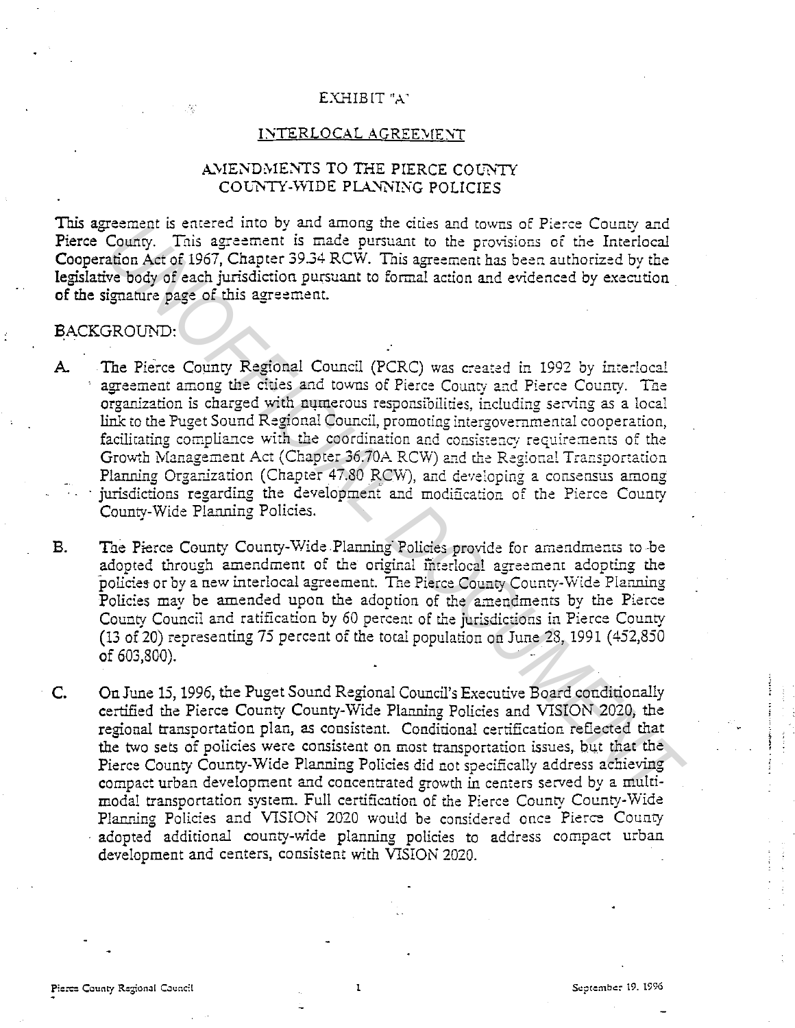EXHIBIT "A"

INTERLOCAL AGREEMENT

AMENDMENTS TO THE PIERCE COUNTY COUNTY-WIDE PLANNING POLICIES

This agreement is entered into by and among the cities and towns of Pierce County and Pierce County. This agreement is made pursuant to the provisions of the Interlocal Cooperation Act of 1967, Chapter 39.34 RCW. This agreement has been authorized by the legislative body of each jurisdiction pursuant to formal action and evidenced by execution of the signature page of this agreement.

BACKGROUND:

A. The Pierce County Regional Council (PCRC) was created in 1992 by interlocal agreement among the cities and towns of Pierce County and Pierce County. The organization is charged with numerous responsibilities, including serving as a local link to the Puget Sound Regional Council, promoting intergovernmental cooperation, facilitating compliance with the coordination and consistency requirements of the Growth Management Act (Chapter 36.70A RCW) and the Regional Transportation Planning Organization (Chapter 47.80 RCW), and developing a consensus among jurisdictions regarding the development and modification of the Pierce County County-Wide Planning Policies.

B. The Pierce County County-Wide Planning Policies provide for amendments to be adopted through amendment of the original interlocal agreement adopting the policies or by a new interlocal agreement. The Pierce County County-Wide Planning Policies may be amended upon the adoption of the amendments by the Pierce County Council and ratification by 60 percent of the jurisdictions in Pierce County (13 of 20) representing 75 percent of the total population on June 28, 1991 (452,850 of 603,800).

C. On June 15, 1996, the Puget Sound Regional Council's Executive Board conditionally certified the Pierce County County-Wide Planning Policies and VISION 2020, the regional transportation plan, as consistent. Conditional certification reflected that the two sets of policies were consistent on most transportation issues, but that the Pierce County County-Wide Planning Policies did not specifically address achieving compact urban development and concentrated growth in centers served by a multi-modal transportation system. Full certification of the Pierce County County-Wide Planning Policies and VISION 2020 would be considered once Pierce County adopted additional county-wide planning policies to address compact urban development and centers, consistent with VISION 2020.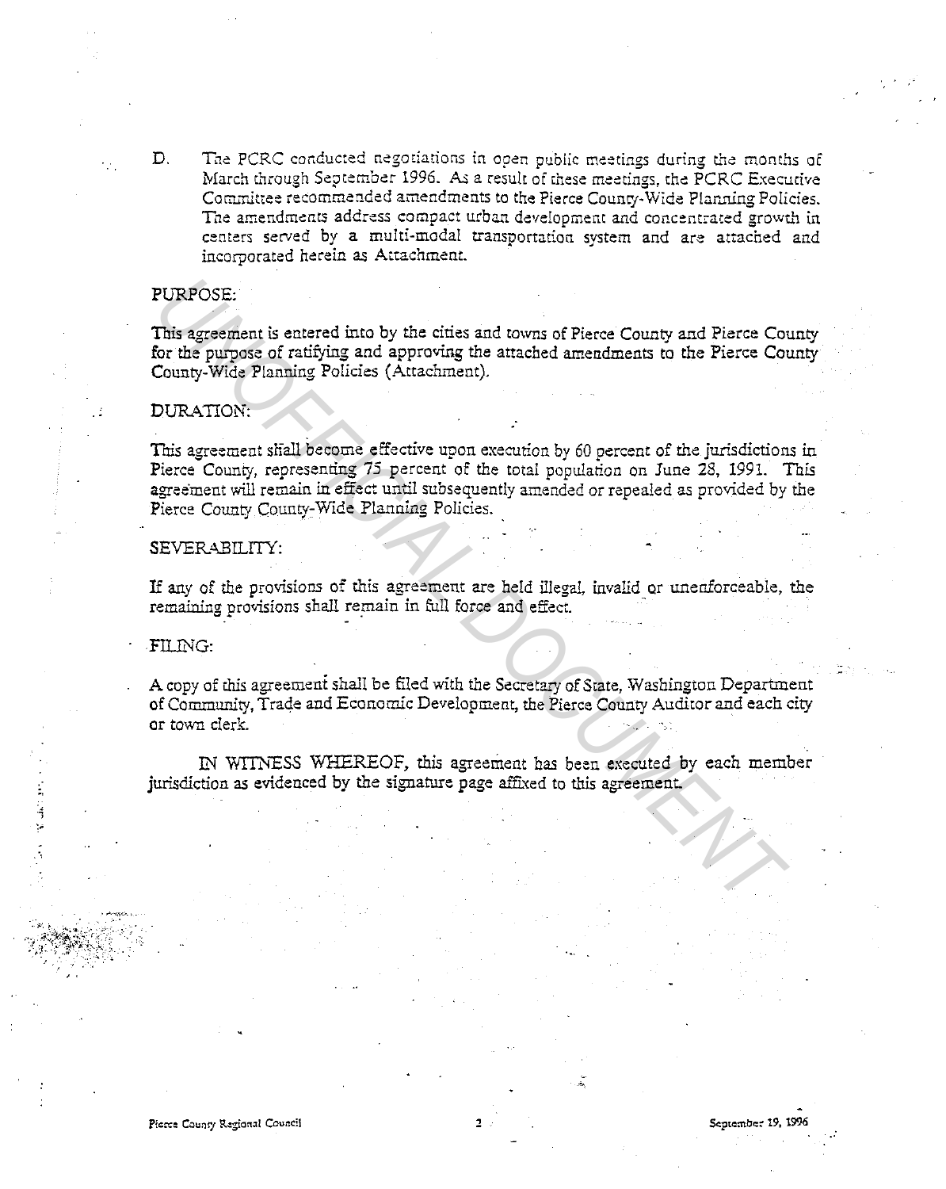D. The PCRC conducted negotiations in open public meetings during the months of March through September 1996. As a result of these meetings, the PCRC Executive Committee recommended amendments to the Pierce County-Wide Planning Policies. The amendments address compact urban development and concentrated growth in centers served by a multi-modal transportation system and are attached and incorporated herein as Attachment.

PURPOSE:

This agreement is entered into by the cities and towns of Pierce County and Pierce County for the purpose of ratifying and approving the attached amendments to the Pierce County County-Wide Planning Policies (Attachment).

DURATION:

This agreement shall become effective upon execution by 60 percent of the jurisdictions in Pierce County, representing 75 percent of the total population on June 28, 1991. This agreement will remain in effect until subsequently amended or repealed as provided by the Pierce County County-Wide Planning Policies.

SEVERABILITY:

If any of the provisions of this agreement are held illegal, invalid or unenforceable, the remaining provisions shall remain in full force and effect.

FILING:

A copy of this agreement shall be filed with the Secretary of State, Washington Department of Community, Trade and Economic Development, the Pierce County Auditor and each city or town clerk.

IN WITNESS WHEREOF, this agreement has been executed by each member jurisdiction as evidenced by the signature page affixed to this agreement.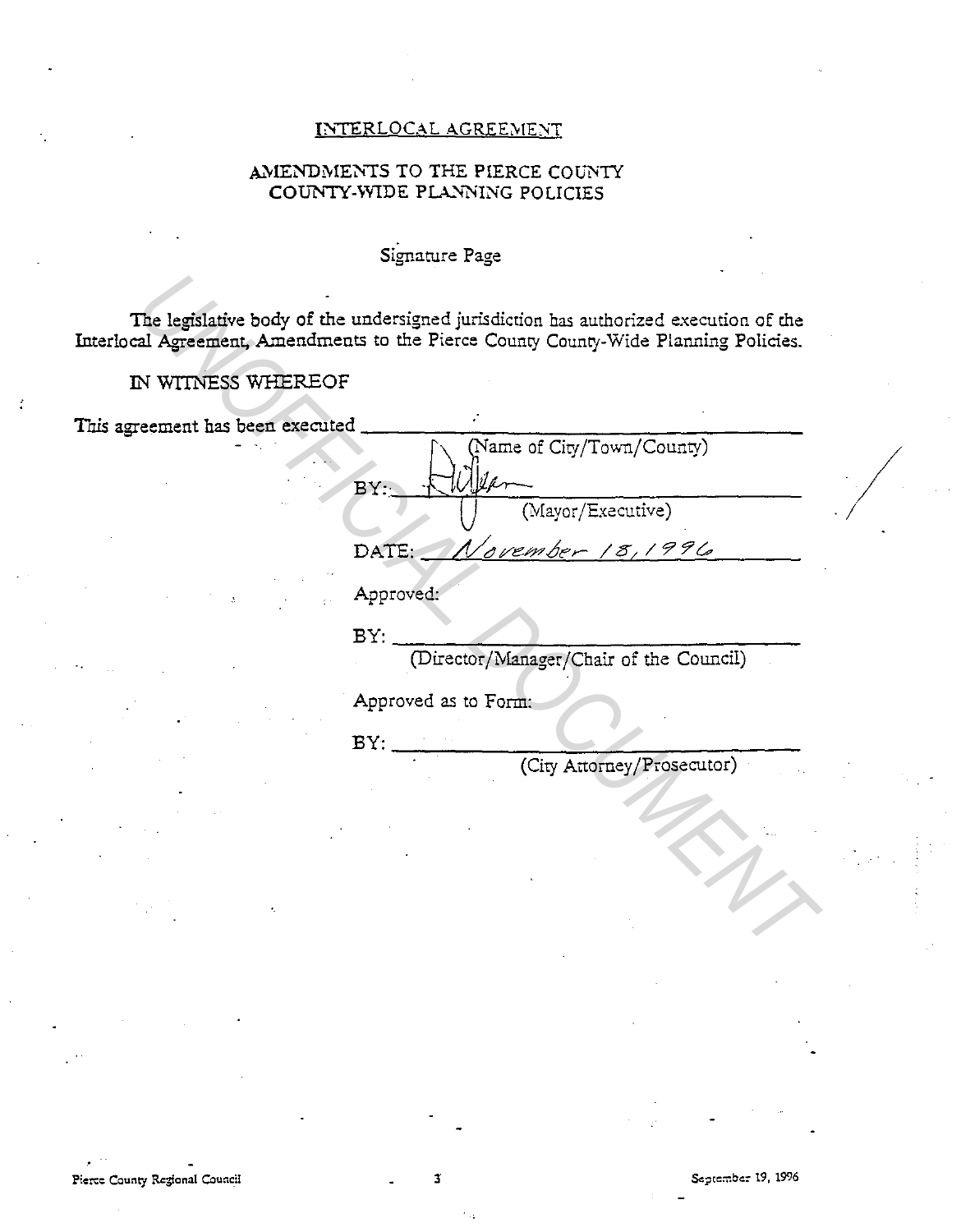INTERLOCAL AGREEMENT

AMENDMENTS TO THE PIERCE COUNTY COUNTY-WIDE PLANNING POLICIES

Signature Page

The legislative body of the undersigned jurisdiction has authorized execution of the Interlocal Agreement, Amendments to the Pierce County County-Wide Planning Policies.

IN WITNESS WHEREOF

This agreement has been executed \_\_\_\_\_\_\_\_\_\_\_\_\_\_\_\_\_\_\_\_\_\_\_\_\_\_\_\_\_\_
(Name of City/Town/County)

BY: \_\_\_\_\_\_\_\_\_\_\_\_\_\_\_\_\_\_\_\_\_\_\_\_\_\_\_\_\_\_
(Mayor/Executive)

DATE: *November 18, 1996*

Approved:

BY: \_\_\_\_\_\_\_\_\_\_\_\_\_\_\_\_\_\_\_\_\_\_\_\_\_\_\_\_\_\_
(Director/Manager/Chair of the Council)

Approved as to Form:

BY: \_\_\_\_\_\_\_\_\_\_\_\_\_\_\_\_\_\_\_\_\_\_\_\_\_\_\_\_\_\_
(City Attorney/Prosecutor)

UNOFFICIAL DOCUMENT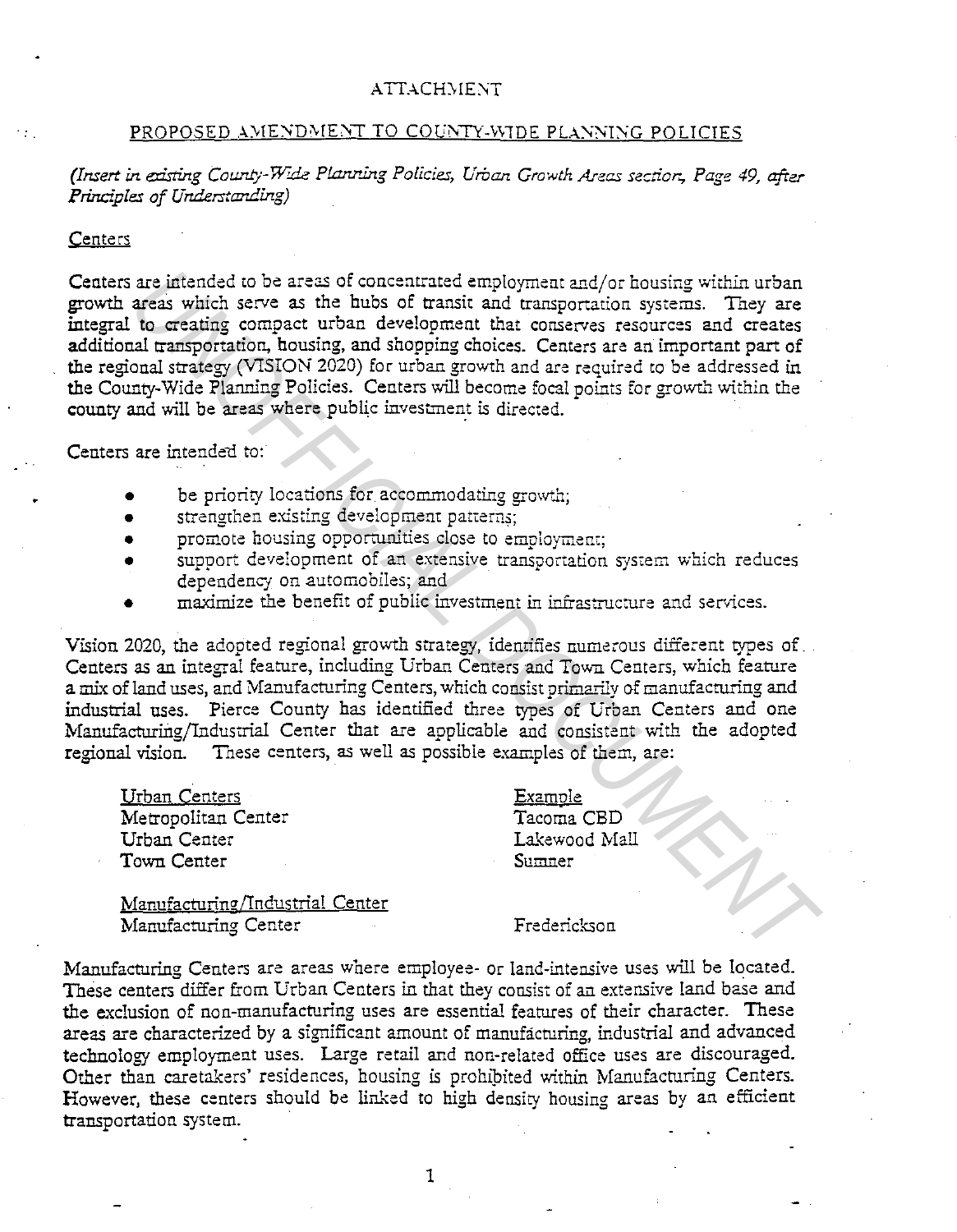ATTACHMENT

PROPOSED AMENDMENT TO COUNTY-WIDE PLANNING POLICIES

*(Insert in existing County-Wide Planning Policies, Urban Growth Areas section, Page 49, after Principles of Understanding)*

Centers

Centers are intended to be areas of concentrated employment and/or housing within urban growth areas which serve as the hubs of transit and transportation systems. They are integral to creating compact urban development that conserves resources and creates additional transportation, housing, and shopping choices. Centers are an important part of the regional strategy (VISION 2020) for urban growth and are required to be addressed in the County-Wide Planning Policies. Centers will become focal points for growth within the county and will be areas where public investment is directed.

Centers are intended to:

- be priority locations for accommodating growth;
- strengthen existing development patterns;
- promote housing opportunities close to employment;
- support development of an extensive transportation system which reduces dependency on automobiles; and
- maximize the benefit of public investment in infrastructure and services.

Vision 2020, the adopted regional growth strategy, identifies numerous different types of Centers as an integral feature, including Urban Centers and Town Centers, which feature a mix of land uses, and Manufacturing Centers, which consist primarily of manufacturing and industrial uses. Pierce County has identified three types of Urban Centers and one Manufacturing/Industrial Center that are applicable and consistent with the adopted regional vision. These centers, as well as possible examples of them, are:

| Urban Centers | Example |
|---|---|
| Metropolitan Center | Tacoma CBD |
| Urban Center | Lakewood Mall |
| Town Center | Sumner |
| **Manufacturing/Industrial Center** | |
| Manufacturing Center | Frederickson |

Manufacturing Centers are areas where employee- or land-intensive uses will be located. These centers differ from Urban Centers in that they consist of an extensive land base and the exclusion of non-manufacturing uses are essential features of their character. These areas are characterized by a significant amount of manufacturing, industrial and advanced technology employment uses. Large retail and non-related office uses are discouraged. Other than caretakers' residences, housing is prohibited within Manufacturing Centers. However, these centers should be linked to high density housing areas by an efficient transportation system.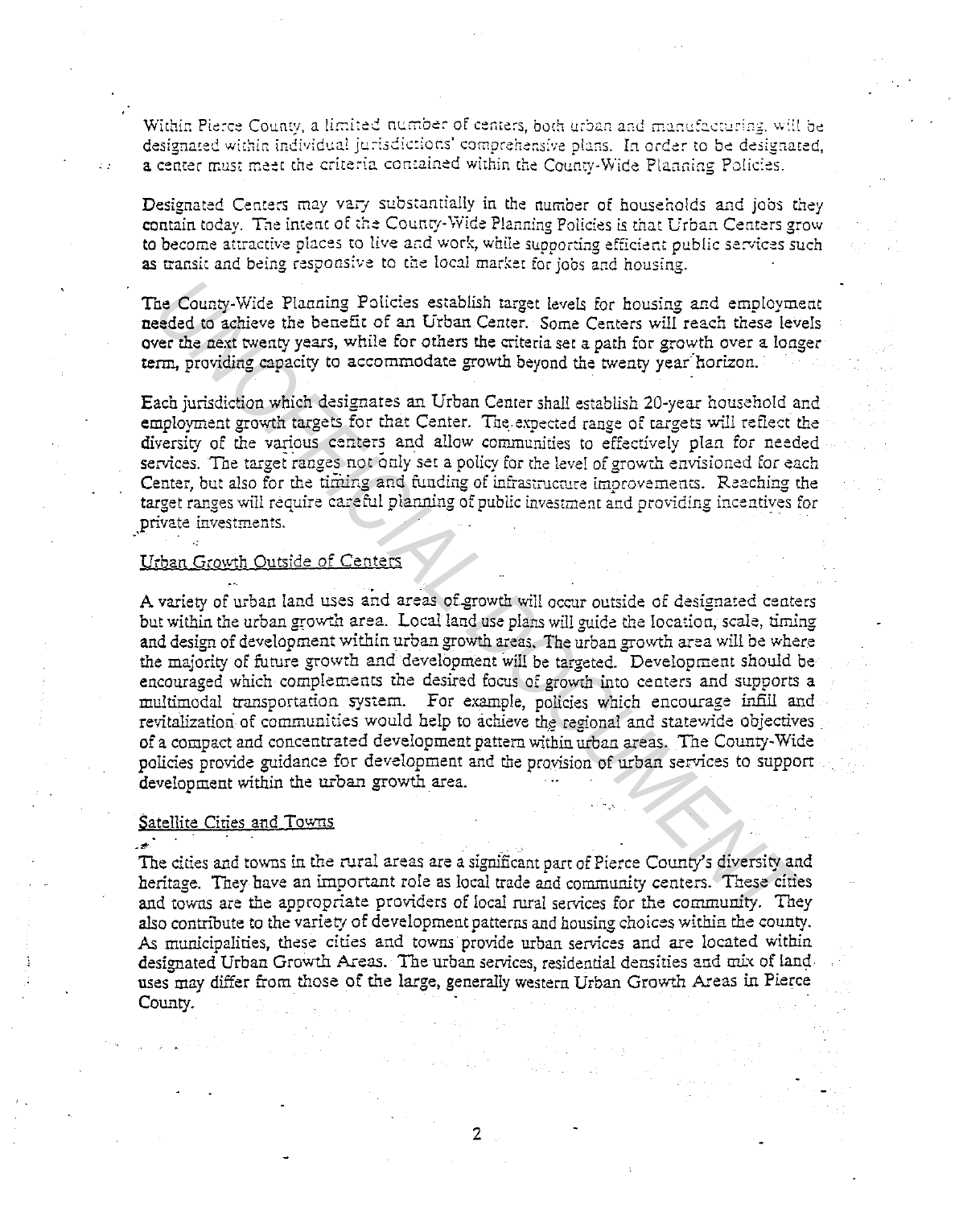Within Pierce County, a limited number of centers, both urban and manufacturing, will be designated within individual jurisdictions' comprehensive plans. In order to be designated, a center must meet the criteria contained within the County-Wide Planning Policies.

Designated Centers may vary substantially in the number of households and jobs they contain today. The intent of the County-Wide Planning Policies is that Urban Centers grow to become attractive places to live and work, while supporting efficient public services such as transit and being responsive to the local market for jobs and housing.

The County-Wide Planning Policies establish target levels for housing and employment needed to achieve the benefit of an Urban Center. Some Centers will reach these levels over the next twenty years, while for others the criteria set a path for growth over a longer term, providing capacity to accommodate growth beyond the twenty year horizon.

Each jurisdiction which designates an Urban Center shall establish 20-year household and employment growth targets for that Center. The expected range of targets will reflect the diversity of the various centers and allow communities to effectively plan for needed services. The target ranges not only set a policy for the level of growth envisioned for each Center, but also for the timing and funding of infrastructure improvements. Reaching the target ranges will require careful planning of public investment and providing incentives for private investments.

Urban Growth Outside of Centers

A variety of urban land uses and areas of growth will occur outside of designated centers but within the urban growth area. Local land use plans will guide the location, scale, timing and design of development within urban growth areas. The urban growth area will be where the majority of future growth and development will be targeted. Development should be encouraged which complements the desired focus of growth into centers and supports a multimodal transportation system. For example, policies which encourage infill and revitalization of communities would help to achieve the regional and statewide objectives of a compact and concentrated development pattern within urban areas. The County-Wide policies provide guidance for development and the provision of urban services to support development within the urban growth area.

Satellite Cities and Towns

The cities and towns in the rural areas are a significant part of Pierce County's diversity and heritage. They have an important role as local trade and community centers. These cities and towns are the appropriate providers of local rural services for the community. They also contribute to the variety of development patterns and housing choices within the county. As municipalities, these cities and towns provide urban services and are located within designated Urban Growth Areas. The urban services, residential densities and mix of land uses may differ from those of the large, generally western Urban Growth Areas in Pierce County.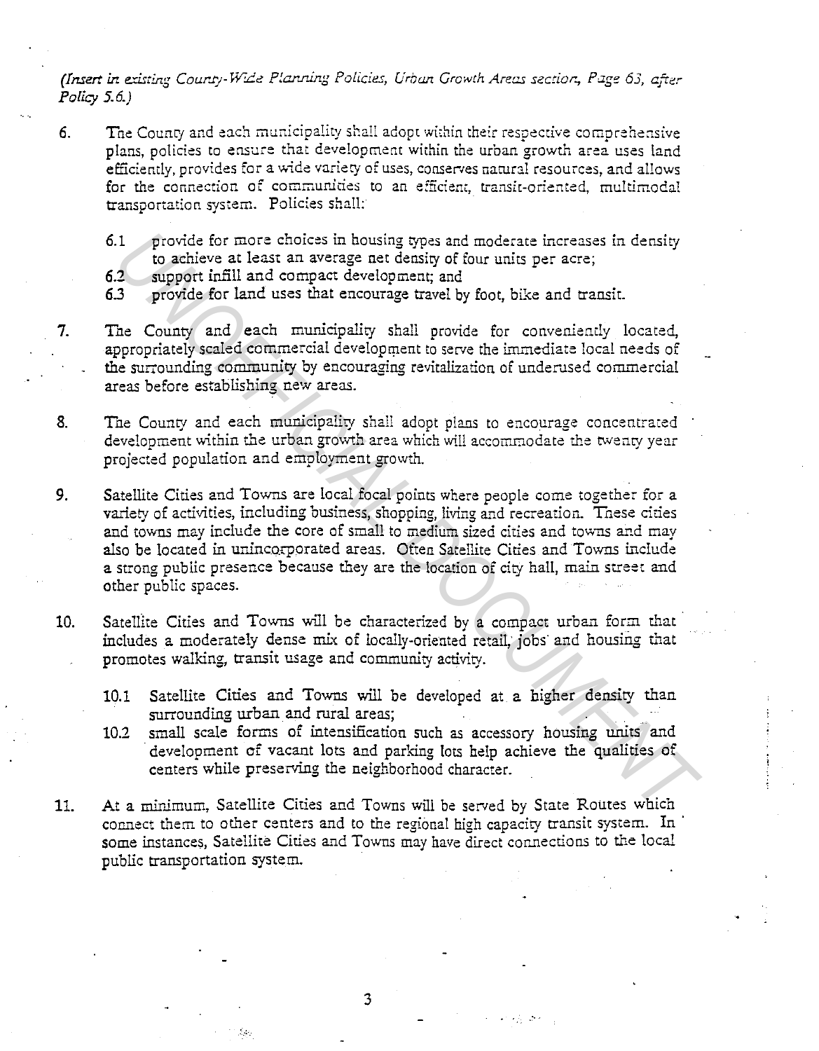*(Insert in existing County-Wide Planning Policies, Urban Growth Areas section, Page 63, after Policy 5.6.)*

6. The County and each municipality shall adopt within their respective comprehensive plans, policies to ensure that development within the urban growth area uses land efficiently, provides for a wide variety of uses, conserves natural resources, and allows for the connection of communities to an efficient, transit-oriented, multimodal transportation system. Policies shall:

   6.1 provide for more choices in housing types and moderate increases in density to achieve at least an average net density of four units per acre;
   
   6.2 support infill and compact development; and
   
   6.3 provide for land uses that encourage travel by foot, bike and transit.

7. The County and each municipality shall provide for conveniently located, appropriately scaled commercial development to serve the immediate local needs of the surrounding community by encouraging revitalization of underused commercial areas before establishing new areas.

8. The County and each municipality shall adopt plans to encourage concentrated development within the urban growth area which will accommodate the twenty year projected population and employment growth.

9. Satellite Cities and Towns are local focal points where people come together for a variety of activities, including business, shopping, living and recreation. These cities and towns may include the core of small to medium sized cities and towns and may also be located in unincorporated areas. Often Satellite Cities and Towns include a strong public presence because they are the location of city hall, main street and other public spaces.

10. Satellite Cities and Towns will be characterized by a compact urban form that includes a moderately dense mix of locally-oriented retail, jobs and housing that promotes walking, transit usage and community activity.

    10.1 Satellite Cities and Towns will be developed at a higher density than surrounding urban and rural areas;
    
    10.2 small scale forms of intensification such as accessory housing units and development of vacant lots and parking lots help achieve the qualities of centers while preserving the neighborhood character.

11. At a minimum, Satellite Cities and Towns will be served by State Routes which connect them to other centers and to the regional high capacity transit system. In some instances, Satellite Cities and Towns may have direct connections to the local public transportation system.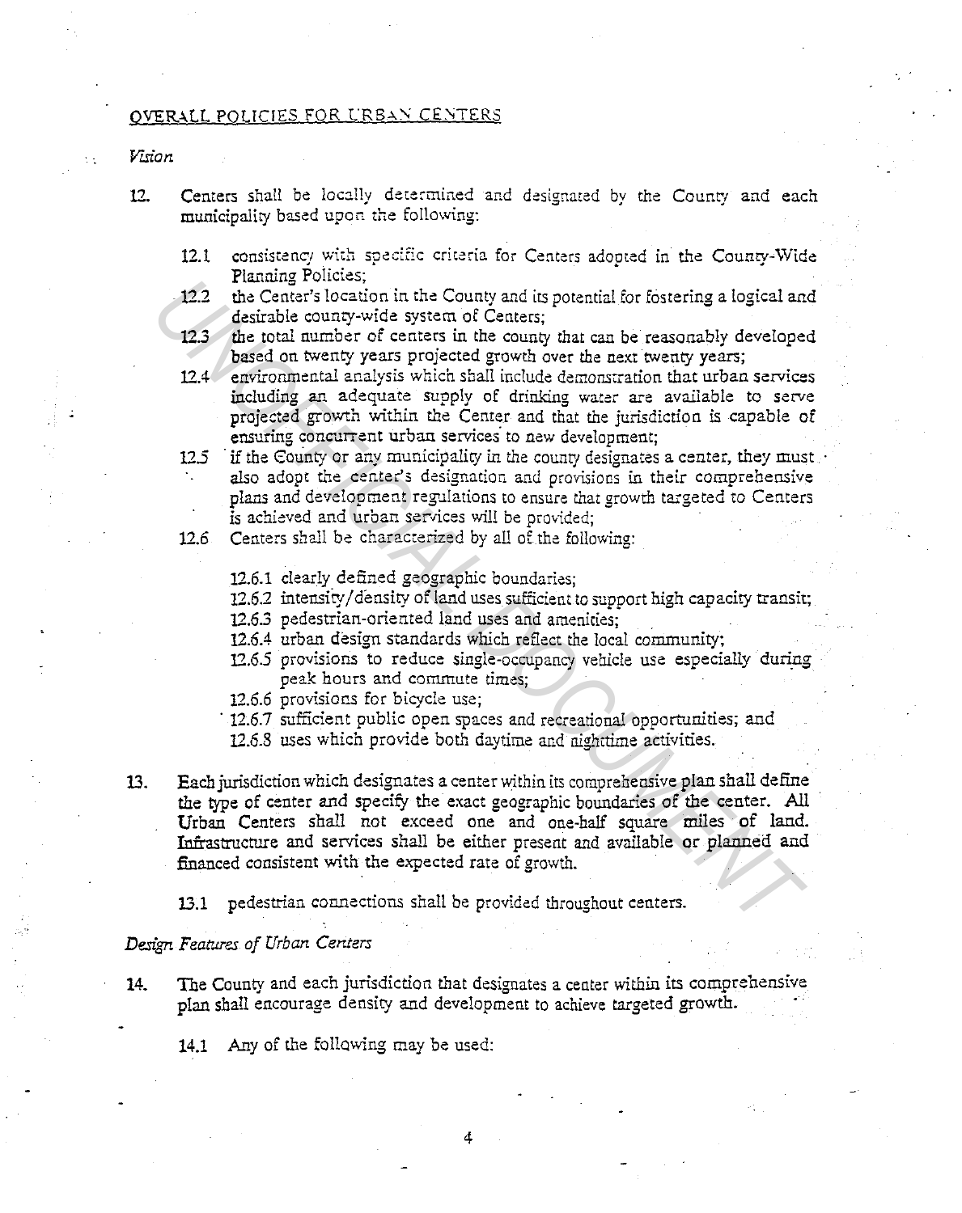## OVERALL POLICIES FOR URBAN CENTERS

*Vision*

12. Centers shall be locally determined and designated by the County and each municipality based upon the following:

    12.1 consistency with specific criteria for Centers adopted in the County-Wide Planning Policies;

    12.2 the Center's location in the County and its potential for fostering a logical and desirable county-wide system of Centers;

    12.3 the total number of centers in the county that can be reasonably developed based on twenty years projected growth over the next twenty years;

    12.4 environmental analysis which shall include demonstration that urban services including an adequate supply of drinking water are available to serve projected growth within the Center and that the jurisdiction is capable of ensuring concurrent urban services to new development;

    12.5 if the County or any municipality in the county designates a center, they must also adopt the center's designation and provisions in their comprehensive plans and development regulations to ensure that growth targeted to Centers is achieved and urban services will be provided;

    12.6 Centers shall be characterized by all of the following:

    12.6.1 clearly defined geographic boundaries;

    12.6.2 intensity/density of land uses sufficient to support high capacity transit;

    12.6.3 pedestrian-oriented land uses and amenities;

    12.6.4 urban design standards which reflect the local community;

    12.6.5 provisions to reduce single-occupancy vehicle use especially during peak hours and commute times;

    12.6.6 provisions for bicycle use;

    12.6.7 sufficient public open spaces and recreational opportunities; and

    12.6.8 uses which provide both daytime and nighttime activities.

13. Each jurisdiction which designates a center within its comprehensive plan shall define the type of center and specify the exact geographic boundaries of the center. All Urban Centers shall not exceed one and one-half square miles of land. Infrastructure and services shall be either present and available or planned and financed consistent with the expected rate of growth.

    13.1 pedestrian connections shall be provided throughout centers.

*Design Features of Urban Centers*

14. The County and each jurisdiction that designates a center within its comprehensive plan shall encourage density and development to achieve targeted growth.

    14.1 Any of the following may be used: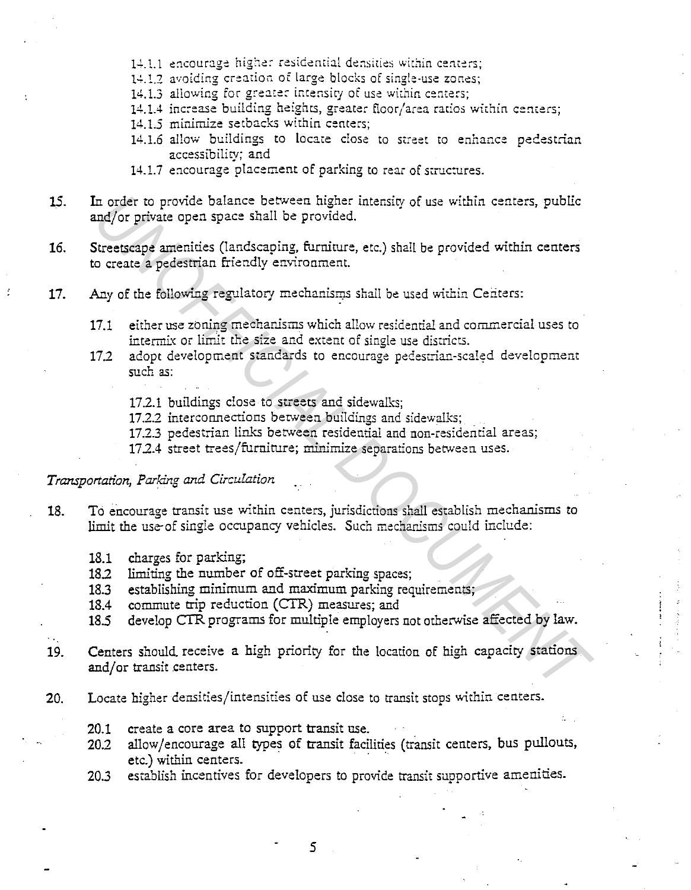14.1.1 encourage higher residential densities within centers;
14.1.2 avoiding creation of large blocks of single-use zones;
14.1.3 allowing for greater intensity of use within centers;
14.1.4 increase building heights, greater floor/area ratios within centers;
14.1.5 minimize setbacks within centers;
14.1.6 allow buildings to locate close to street to enhance pedestrian accessibility; and
14.1.7 encourage placement of parking to rear of structures.

15. In order to provide balance between higher intensity of use within centers, public and/or private open space shall be provided.

16. Streetscape amenities (landscaping, furniture, etc.) shall be provided within centers to create a pedestrian friendly environment.

17. Any of the following regulatory mechanisms shall be used within Centers:

17.1 either use zoning mechanisms which allow residential and commercial uses to intermix or limit the size and extent of single use districts.

17.2 adopt development standards to encourage pedestrian-scaled development such as:

17.2.1 buildings close to streets and sidewalks;
17.2.2 interconnections between buildings and sidewalks;
17.2.3 pedestrian links between residential and non-residential areas;
17.2.4 street trees/furniture; minimize separations between uses.

*Transportation, Parking and Circulation*

18. To encourage transit use within centers, jurisdictions shall establish mechanisms to limit the use of single occupancy vehicles. Such mechanisms could include:

18.1 charges for parking;
18.2 limiting the number of off-street parking spaces;
18.3 establishing minimum and maximum parking requirements;
18.4 commute trip reduction (CTR) measures; and
18.5 develop CTR programs for multiple employers not otherwise affected by law.

19. Centers should receive a high priority for the location of high capacity stations and/or transit centers.

20. Locate higher densities/intensities of use close to transit stops within centers.

20.1 create a core area to support transit use.
20.2 allow/encourage all types of transit facilities (transit centers, bus pullouts, etc.) within centers.
20.3 establish incentives for developers to provide transit supportive amenities.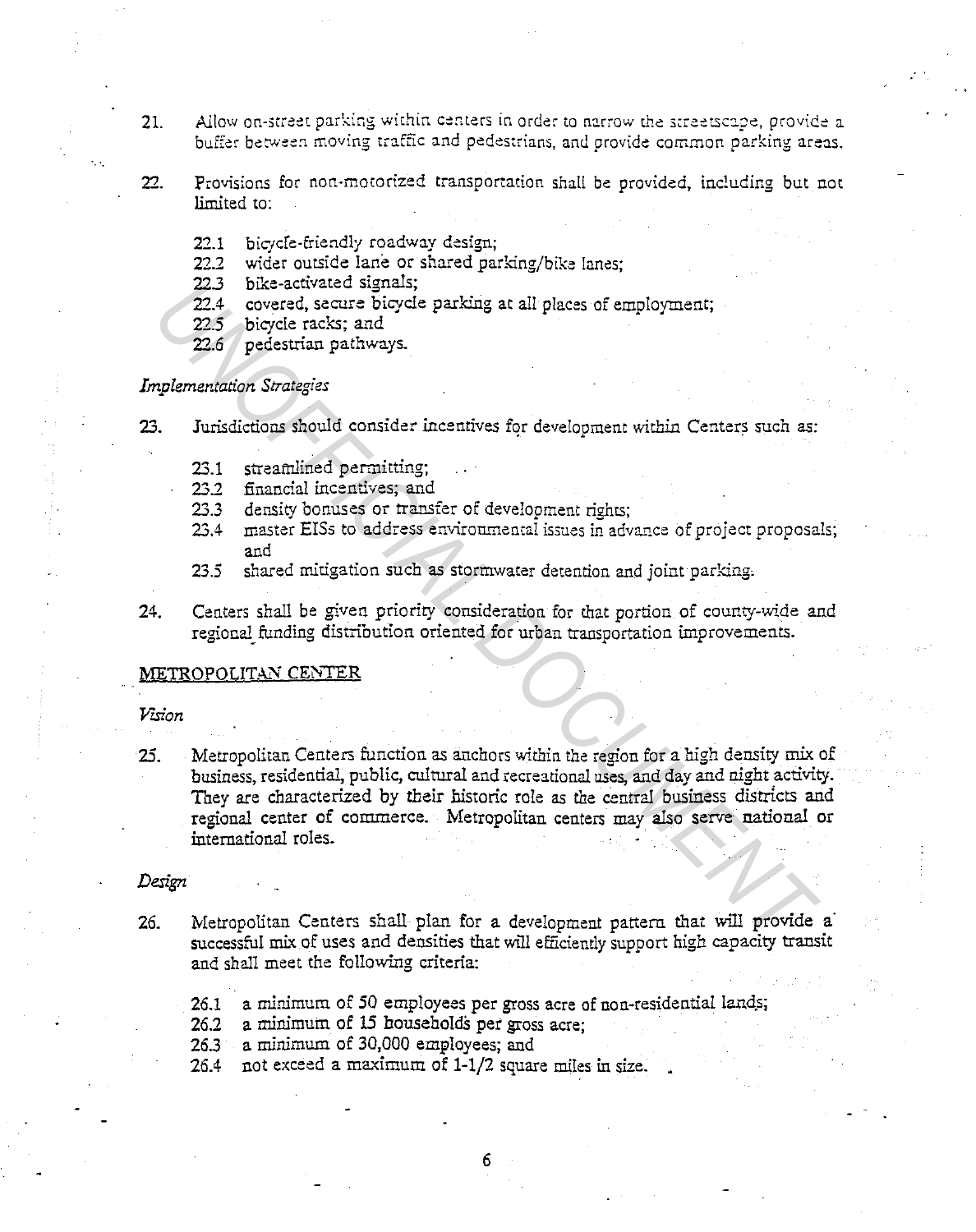21. Allow on-street parking within centers in order to narrow the streetscape, provide a buffer between moving traffic and pedestrians, and provide common parking areas.

22. Provisions for non-motorized transportation shall be provided, including but not limited to:

    22.1 bicycle-friendly roadway design;
    22.2 wider outside lane or shared parking/bike lanes;
    22.3 bike-activated signals;
    22.4 covered, secure bicycle parking at all places of employment;
    22.5 bicycle racks; and
    22.6 pedestrian pathways.

*Implementation Strategies*

23. Jurisdictions should consider incentives for development within Centers such as:

    23.1 streamlined permitting;
    23.2 financial incentives; and
    23.3 density bonuses or transfer of development rights;
    23.4 master EISs to address environmental issues in advance of project proposals; and
    23.5 shared mitigation such as stormwater detention and joint parking.

24. Centers shall be given priority consideration for that portion of county-wide and regional funding distribution oriented for urban transportation improvements.

## METROPOLITAN CENTER

*Vision*

25. Metropolitan Centers function as anchors within the region for a high density mix of business, residential, public, cultural and recreational uses, and day and night activity. They are characterized by their historic role as the central business districts and regional center of commerce. Metropolitan centers may also serve national or international roles.

*Design*

26. Metropolitan Centers shall plan for a development pattern that will provide a successful mix of uses and densities that will efficiently support high capacity transit and shall meet the following criteria:

    26.1 a minimum of 50 employees per gross acre of non-residential lands;
    26.2 a minimum of 15 households per gross acre;
    26.3 a minimum of 30,000 employees; and
    26.4 not exceed a maximum of 1-1/2 square miles in size.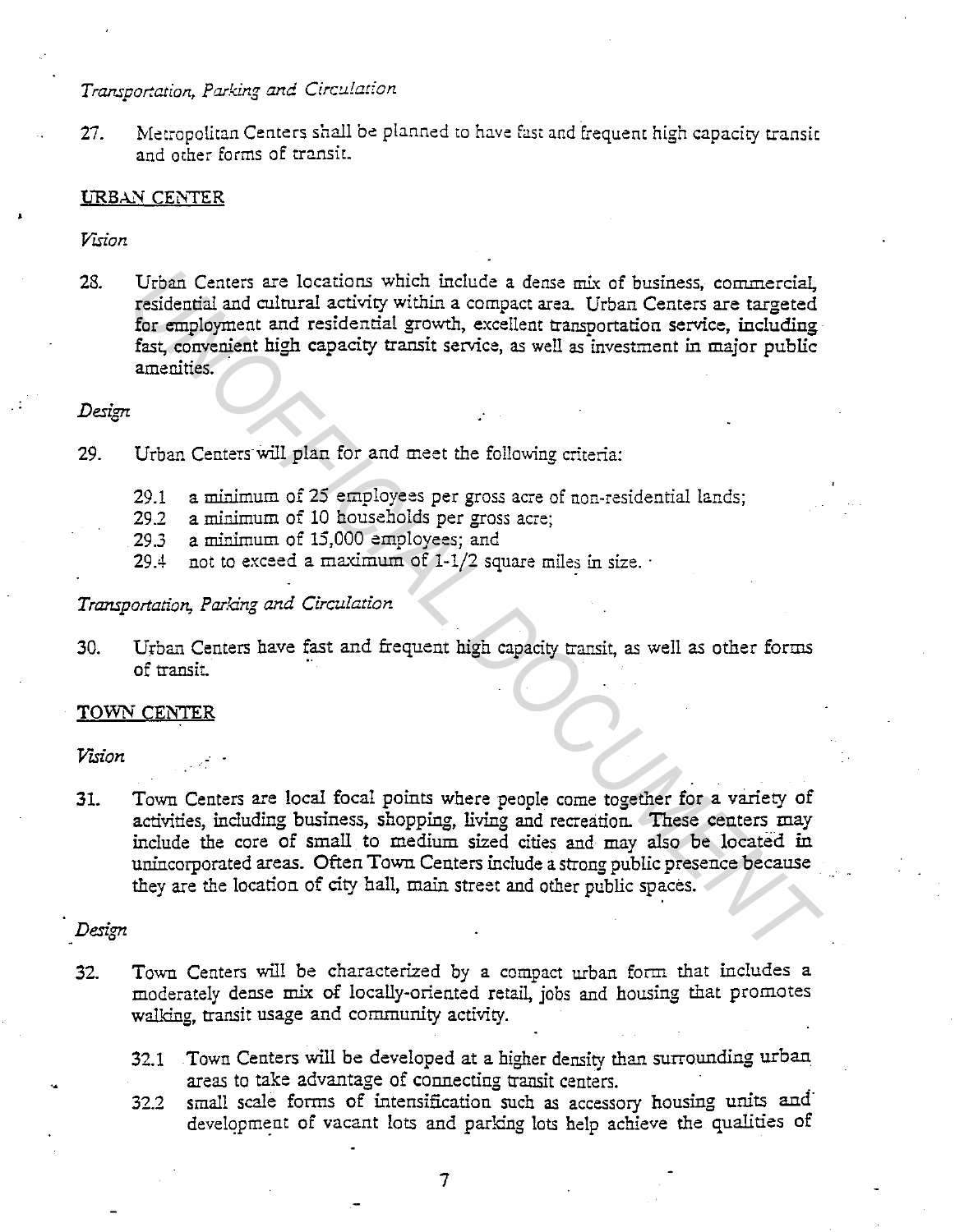*Transportation, Parking and Circulation*

27. Metropolitan Centers shall be planned to have fast and frequent high capacity transit and other forms of transit.

## URBAN CENTER

*Vision*

28. Urban Centers are locations which include a dense mix of business, commercial, residential and cultural activity within a compact area. Urban Centers are targeted for employment and residential growth, excellent transportation service, including fast, convenient high capacity transit service, as well as investment in major public amenities.

*Design*

29. Urban Centers will plan for and meet the following criteria:

    29.1 a minimum of 25 employees per gross acre of non-residential lands;
    29.2 a minimum of 10 households per gross acre;
    29.3 a minimum of 15,000 employees; and
    29.4 not to exceed a maximum of 1-1/2 square miles in size.

*Transportation, Parking and Circulation*

30. Urban Centers have fast and frequent high capacity transit, as well as other forms of transit.

## TOWN CENTER

*Vision*

31. Town Centers are local focal points where people come together for a variety of activities, including business, shopping, living and recreation. These centers may include the core of small to medium sized cities and may also be located in unincorporated areas. Often Town Centers include a strong public presence because they are the location of city hall, main street and other public spaces.

*Design*

32. Town Centers will be characterized by a compact urban form that includes a moderately dense mix of locally-oriented retail, jobs and housing that promotes walking, transit usage and community activity.

    32.1 Town Centers will be developed at a higher density than surrounding urban areas to take advantage of connecting transit centers.
    32.2 small scale forms of intensification such as accessory housing units and development of vacant lots and parking lots help achieve the qualities of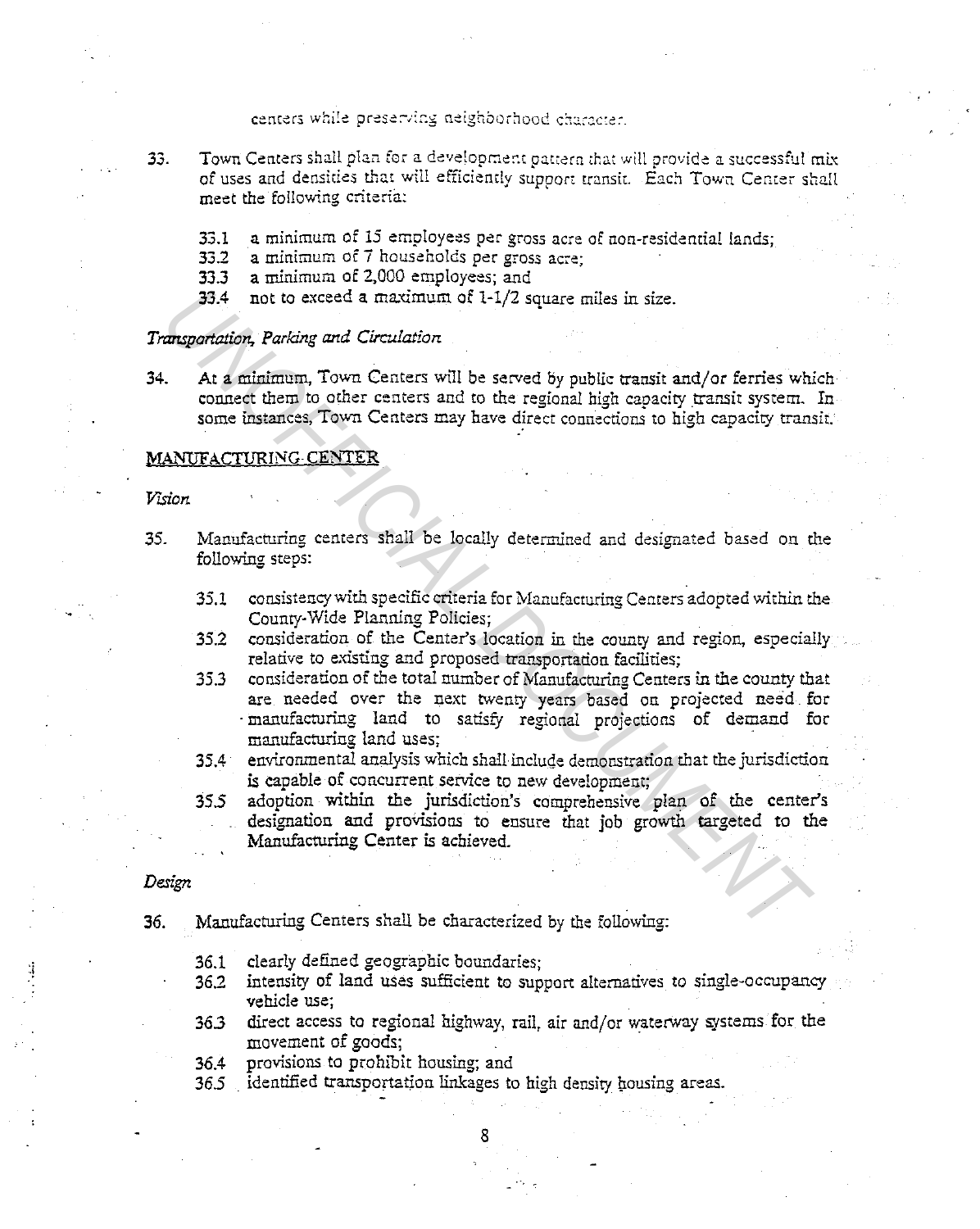centers while preserving neighborhood character.

33. Town Centers shall plan for a development pattern that will provide a successful mix of uses and densities that will efficiently support transit. Each Town Center shall meet the following criteria:

    33.1 a minimum of 15 employees per gross acre of non-residential lands;
    33.2 a minimum of 7 households per gross acre;
    33.3 a minimum of 2,000 employees; and
    33.4 not to exceed a maximum of 1-1/2 square miles in size.

*Transportation, Parking and Circulation*

34. At a minimum, Town Centers will be served by public transit and/or ferries which connect them to other centers and to the regional high capacity transit system. In some instances, Town Centers may have direct connections to high capacity transit.

## MANUFACTURING CENTER

*Vision*

35. Manufacturing centers shall be locally determined and designated based on the following steps:

    35.1 consistency with specific criteria for Manufacturing Centers adopted within the County-Wide Planning Policies;
    35.2 consideration of the Center's location in the county and region, especially relative to existing and proposed transportation facilities;
    35.3 consideration of the total number of Manufacturing Centers in the county that are needed over the next twenty years based on projected need for manufacturing land to satisfy regional projections of demand for manufacturing land uses;
    35.4 environmental analysis which shall include demonstration that the jurisdiction is capable of concurrent service to new development;
    35.5 adoption within the jurisdiction's comprehensive plan of the center's designation and provisions to ensure that job growth targeted to the Manufacturing Center is achieved.

*Design*

36. Manufacturing Centers shall be characterized by the following:

    36.1 clearly defined geographic boundaries;
    36.2 intensity of land uses sufficient to support alternatives to single-occupancy vehicle use;
    36.3 direct access to regional highway, rail, air and/or waterway systems for the movement of goods;
    36.4 provisions to prohibit housing; and
    36.5 identified transportation linkages to high density housing areas.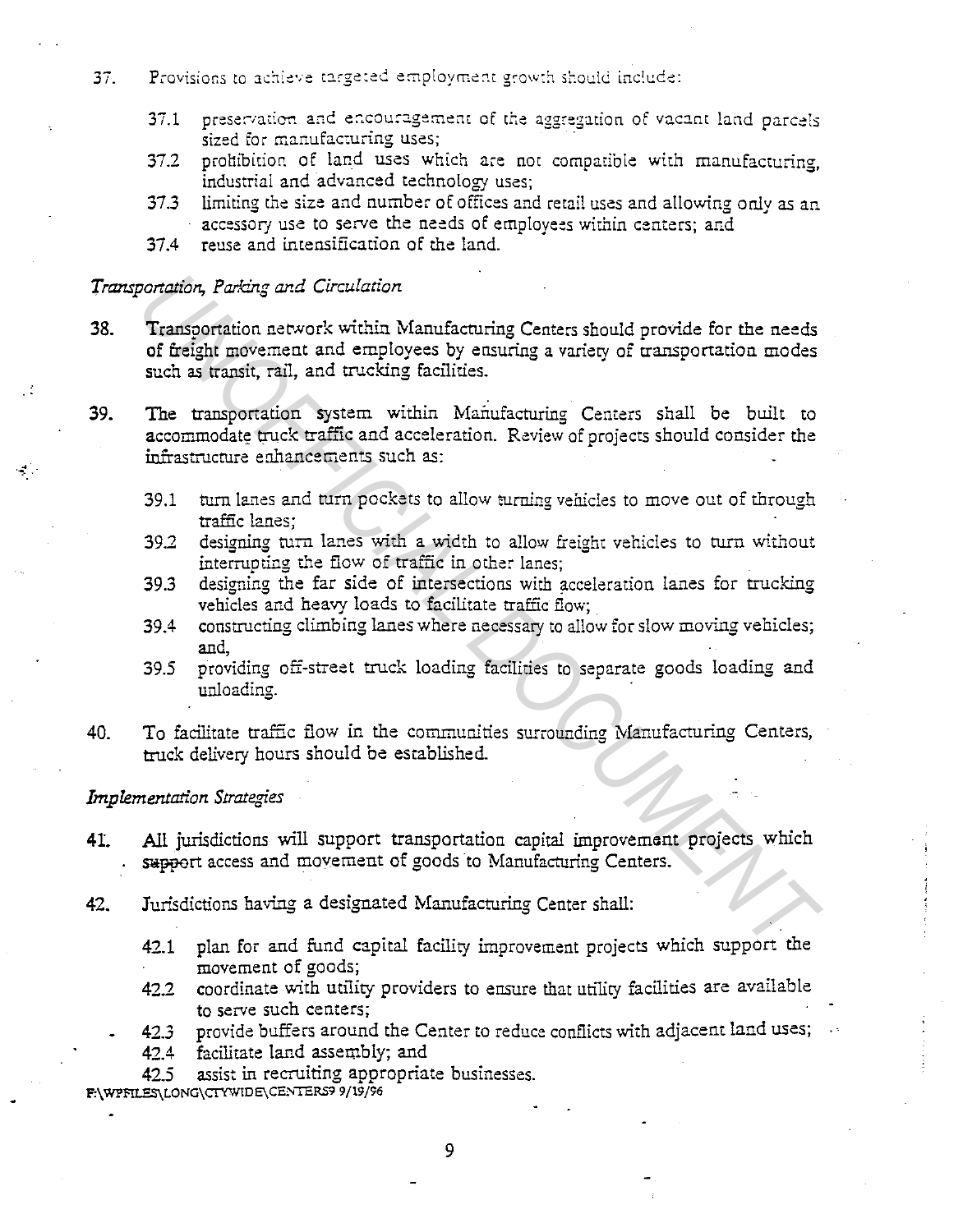37. Provisions to achieve targeted employment growth should include:

    37.1 preservation and encouragement of the aggregation of vacant land parcels sized for manufacturing uses;
    37.2 prohibition of land uses which are not compatible with manufacturing, industrial and advanced technology uses;
    37.3 limiting the size and number of offices and retail uses and allowing only as an accessory use to serve the needs of employees within centers; and
    37.4 reuse and intensification of the land.

*Transportation, Parking and Circulation*

38. Transportation network within Manufacturing Centers should provide for the needs of freight movement and employees by ensuring a variety of transportation modes such as transit, rail, and trucking facilities.

39. The transportation system within Manufacturing Centers shall be built to accommodate truck traffic and acceleration. Review of projects should consider the infrastructure enhancements such as:

    39.1 turn lanes and turn pockets to allow turning vehicles to move out of through traffic lanes;
    39.2 designing turn lanes with a width to allow freight vehicles to turn without interrupting the flow of traffic in other lanes;
    39.3 designing the far side of intersections with acceleration lanes for trucking vehicles and heavy loads to facilitate traffic flow;
    39.4 constructing climbing lanes where necessary to allow for slow moving vehicles; and,
    39.5 providing off-street truck loading facilities to separate goods loading and unloading.

40. To facilitate traffic flow in the communities surrounding Manufacturing Centers, truck delivery hours should be established.

*Implementation Strategies*

41. All jurisdictions will support transportation capital improvement projects which support access and movement of goods to Manufacturing Centers.

42. Jurisdictions having a designated Manufacturing Center shall:

    42.1 plan for and fund capital facility improvement projects which support the movement of goods;
    42.2 coordinate with utility providers to ensure that utility facilities are available to serve such centers;
    42.3 provide buffers around the Center to reduce conflicts with adjacent land uses;
    42.4 facilitate land assembly; and
    42.5 assist in recruiting appropriate businesses.

F:\WPFILES\LONG\CTYWIDE\CENTERS9 9/19/96